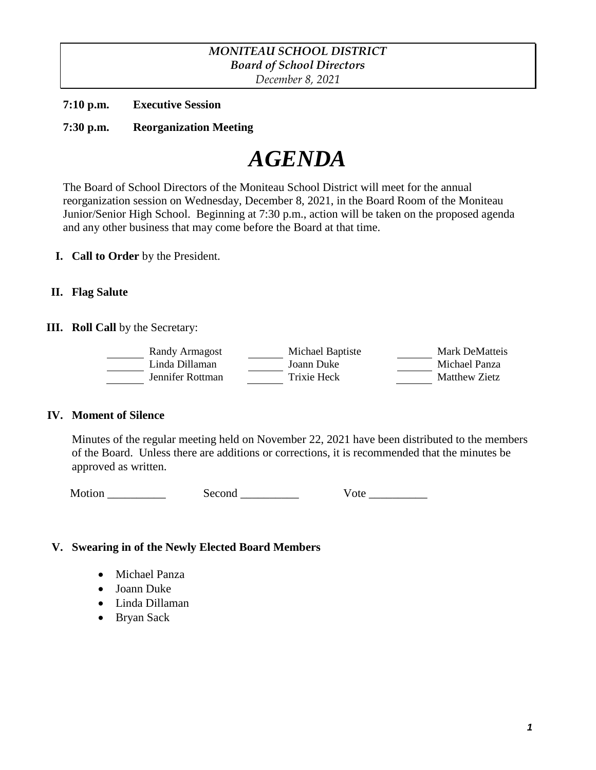*MONITEAU SCHOOL DISTRICT*
*Board of School Directors*
*December 8, 2021*

**7:10 p.m.** **Executive Session**

**7:30 p.m.** **Reorganization Meeting**

# *AGENDA*

The Board of School Directors of the Moniteau School District will meet for the annual reorganization session on Wednesday, December 8, 2021, in the Board Room of the Moniteau Junior/Senior High School. Beginning at 7:30 p.m., action will be taken on the proposed agenda and any other business that may come before the Board at that time.

**I. Call to Order** by the President.

**II. Flag Salute**

**III. Roll Call** by the Secretary:

| | | |
|---|---|---|
| ______ Randy Armagost | ______ Michael Baptiste | ______ Mark DeMatteis |
| ______ Linda Dillaman | ______ Joann Duke | ______ Michael Panza |
| ______ Jennifer Rottman | ______ Trixie Heck | ______ Matthew Zietz |

**IV. Moment of Silence**

Minutes of the regular meeting held on November 22, 2021 have been distributed to the members of the Board. Unless there are additions or corrections, it is recommended that the minutes be approved as written.

Motion __________ Second __________ Vote __________

**V. Swearing in of the Newly Elected Board Members**

- Michael Panza
- Joann Duke
- Linda Dillaman
- Bryan Sack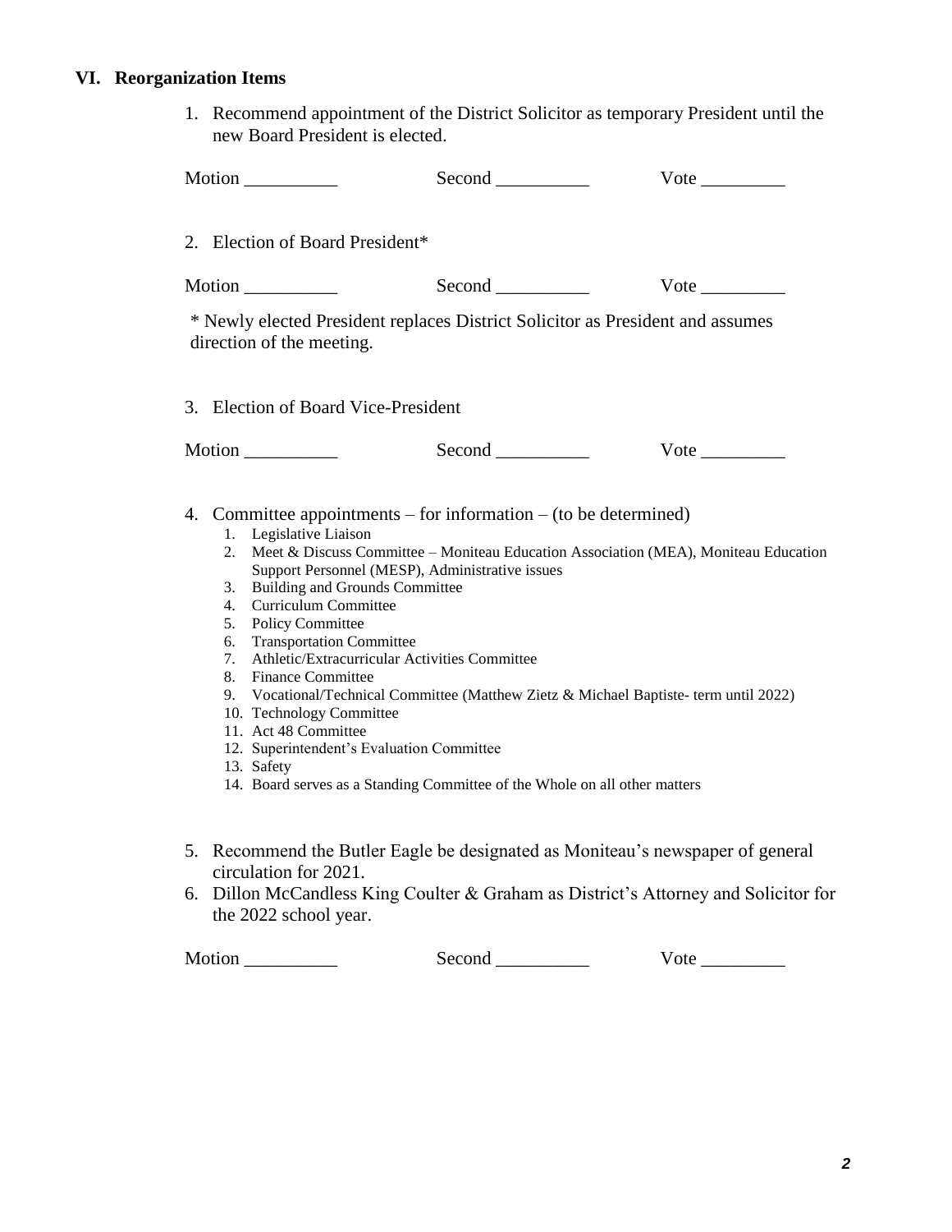## VI. Reorganization Items

1. Recommend appointment of the District Solicitor as temporary President until the new Board President is elected.

Motion __________ Second __________ Vote _________

2. Election of Board President*

Motion __________ Second __________ Vote _________

* Newly elected President replaces District Solicitor as President and assumes direction of the meeting.

3. Election of Board Vice-President

Motion __________ Second __________ Vote _________

4. Committee appointments – for information – (to be determined)
   1. Legislative Liaison
   2. Meet & Discuss Committee – Moniteau Education Association (MEA), Moniteau Education Support Personnel (MESP), Administrative issues
   3. Building and Grounds Committee
   4. Curriculum Committee
   5. Policy Committee
   6. Transportation Committee
   7. Athletic/Extracurricular Activities Committee
   8. Finance Committee
   9. Vocational/Technical Committee (Matthew Zietz & Michael Baptiste- term until 2022)
   10. Technology Committee
   11. Act 48 Committee
   12. Superintendent's Evaluation Committee
   13. Safety
   14. Board serves as a Standing Committee of the Whole on all other matters

5. Recommend the Butler Eagle be designated as Moniteau's newspaper of general circulation for 2021.
6. Dillon McCandless King Coulter & Graham as District's Attorney and Solicitor for the 2022 school year.

Motion __________ Second __________ Vote _________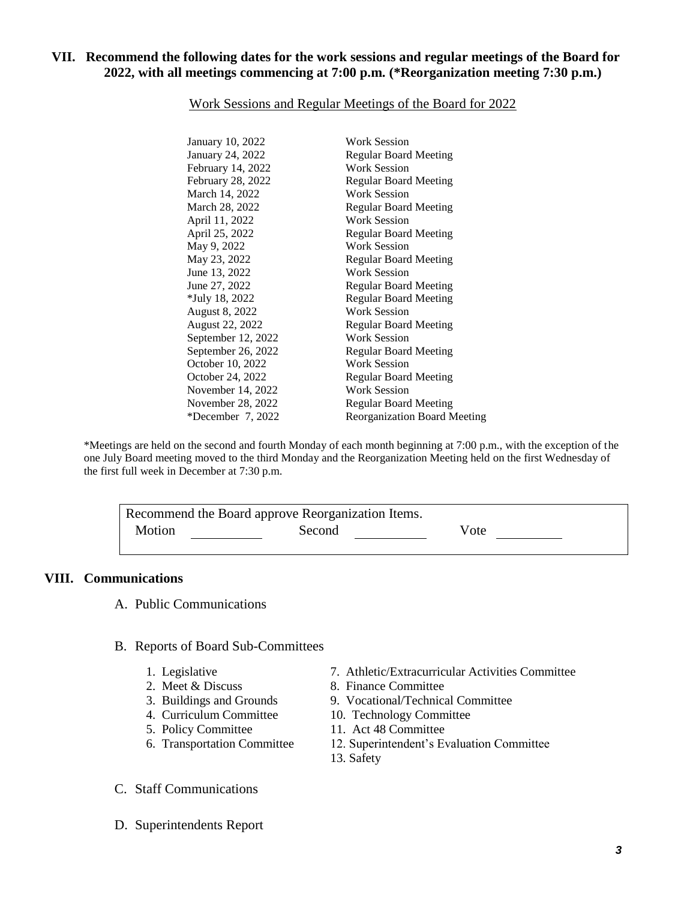## VII. Recommend the following dates for the work sessions and regular meetings of the Board for 2022, with all meetings commencing at 7:00 p.m. (*Reorganization meeting 7:30 p.m.)

Work Sessions and Regular Meetings of the Board for 2022

| | |
|---|---|
| January 10, 2022 | Work Session |
| January 24, 2022 | Regular Board Meeting |
| February 14, 2022 | Work Session |
| February 28, 2022 | Regular Board Meeting |
| March 14, 2022 | Work Session |
| March 28, 2022 | Regular Board Meeting |
| April 11, 2022 | Work Session |
| April 25, 2022 | Regular Board Meeting |
| May 9, 2022 | Work Session |
| May 23, 2022 | Regular Board Meeting |
| June 13, 2022 | Work Session |
| June 27, 2022 | Regular Board Meeting |
| *July 18, 2022 | Regular Board Meeting |
| August 8, 2022 | Work Session |
| August 22, 2022 | Regular Board Meeting |
| September 12, 2022 | Work Session |
| September 26, 2022 | Regular Board Meeting |
| October 10, 2022 | Work Session |
| October 24, 2022 | Regular Board Meeting |
| November 14, 2022 | Work Session |
| November 28, 2022 | Regular Board Meeting |
| *December 7, 2022 | Reorganization Board Meeting |

*Meetings are held on the second and fourth Monday of each month beginning at 7:00 p.m., with the exception of the one July Board meeting moved to the third Monday and the Reorganization Meeting held on the first Wednesday of the first full week in December at 7:30 p.m.

Recommend the Board approve Reorganization Items.
Motion \_\_\_\_\_\_\_\_\_\_ Second \_\_\_\_\_\_\_\_\_\_ Vote \_\_\_\_\_\_\_\_\_\_

## VIII. Communications

A. Public Communications

B. Reports of Board Sub-Committees

1. Legislative
2. Meet & Discuss
3. Buildings and Grounds
4. Curriculum Committee
5. Policy Committee
6. Transportation Committee
7. Athletic/Extracurricular Activities Committee
8. Finance Committee
9. Vocational/Technical Committee
10. Technology Committee
11. Act 48 Committee
12. Superintendent's Evaluation Committee
13. Safety

C. Staff Communications

D. Superintendents Report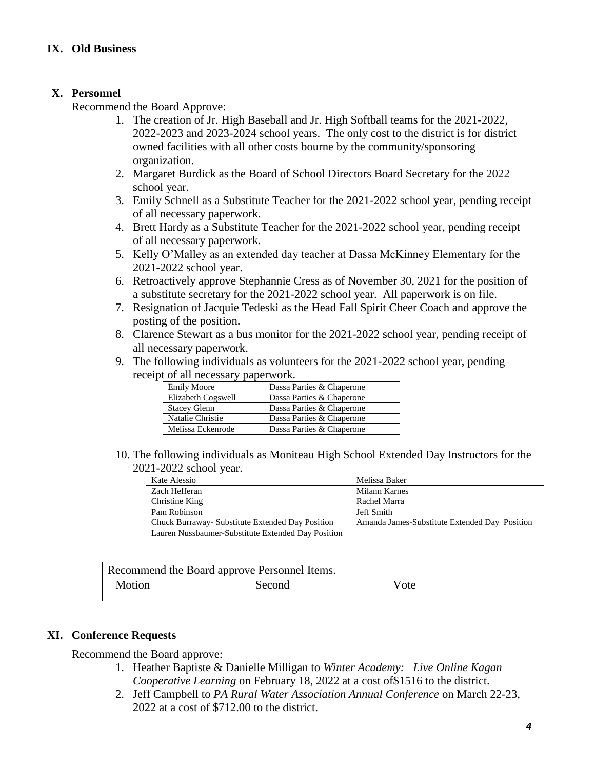## IX. Old Business

## X. Personnel

Recommend the Board Approve:

1. The creation of Jr. High Baseball and Jr. High Softball teams for the 2021-2022, 2022-2023 and 2023-2024 school years. The only cost to the district is for district owned facilities with all other costs bourne by the community/sponsoring organization.
2. Margaret Burdick as the Board of School Directors Board Secretary for the 2022 school year.
3. Emily Schnell as a Substitute Teacher for the 2021-2022 school year, pending receipt of all necessary paperwork.
4. Brett Hardy as a Substitute Teacher for the 2021-2022 school year, pending receipt of all necessary paperwork.
5. Kelly O'Malley as an extended day teacher at Dassa McKinney Elementary for the 2021-2022 school year.
6. Retroactively approve Stephannie Cress as of November 30, 2021 for the position of a substitute secretary for the 2021-2022 school year. All paperwork is on file.
7. Resignation of Jacquie Tedeski as the Head Fall Spirit Cheer Coach and approve the posting of the position.
8. Clarence Stewart as a bus monitor for the 2021-2022 school year, pending receipt of all necessary paperwork.
9. The following individuals as volunteers for the 2021-2022 school year, pending receipt of all necessary paperwork.

| Emily Moore | Dassa Parties & Chaperone |
|---|---|
| Elizabeth Cogswell | Dassa Parties & Chaperone |
| Stacey Glenn | Dassa Parties & Chaperone |
| Natalie Christie | Dassa Parties & Chaperone |
| Melissa Eckenrode | Dassa Parties & Chaperone |

10. The following individuals as Moniteau High School Extended Day Instructors for the 2021-2022 school year.

| Kate Alessio | Melissa Baker |
|---|---|
| Zach Hefferan | Milann Karnes |
| Christine King | Rachel Marra |
| Pam Robinson | Jeff Smith |
| Chuck Burraway- Substitute Extended Day Position | Amanda James-Substitute Extended Day Position |
| Lauren Nussbaumer-Substitute Extended Day Position | |

Recommend the Board approve Personnel Items.
Motion \_\_\_\_\_\_\_\_\_\_ Second \_\_\_\_\_\_\_\_\_\_ Vote \_\_\_\_\_\_\_\_\_\_

## XI. Conference Requests

Recommend the Board approve:

1. Heather Baptiste & Danielle Milligan to *Winter Academy: Live Online Kagan Cooperative Learning* on February 18, 2022 at a cost of$1516 to the district.
2. Jeff Campbell to *PA Rural Water Association Annual Conference* on March 22-23, 2022 at a cost of $712.00 to the district.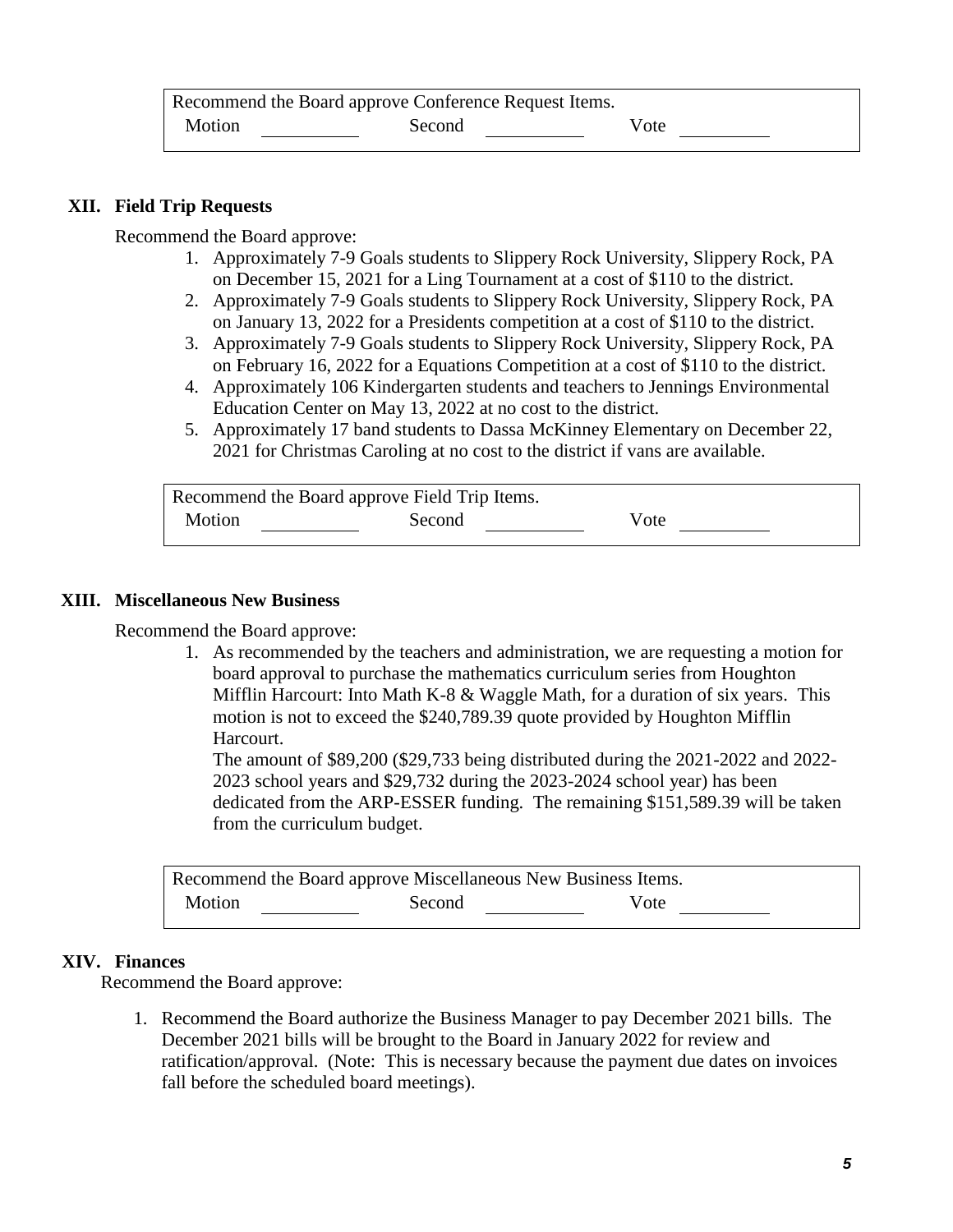Recommend the Board approve Conference Request Items.

Motion \_\_\_\_\_\_\_\_\_\_ Second \_\_\_\_\_\_\_\_\_\_ Vote \_\_\_\_\_\_\_\_\_\_

## XII. Field Trip Requests

Recommend the Board approve:

1. Approximately 7-9 Goals students to Slippery Rock University, Slippery Rock, PA on December 15, 2021 for a Ling Tournament at a cost of $110 to the district.
2. Approximately 7-9 Goals students to Slippery Rock University, Slippery Rock, PA on January 13, 2022 for a Presidents competition at a cost of $110 to the district.
3. Approximately 7-9 Goals students to Slippery Rock University, Slippery Rock, PA on February 16, 2022 for a Equations Competition at a cost of $110 to the district.
4. Approximately 106 Kindergarten students and teachers to Jennings Environmental Education Center on May 13, 2022 at no cost to the district.
5. Approximately 17 band students to Dassa McKinney Elementary on December 22, 2021 for Christmas Caroling at no cost to the district if vans are available.

Recommend the Board approve Field Trip Items.

Motion \_\_\_\_\_\_\_\_\_\_ Second \_\_\_\_\_\_\_\_\_\_ Vote \_\_\_\_\_\_\_\_\_\_

## XIII. Miscellaneous New Business

Recommend the Board approve:

1. As recommended by the teachers and administration, we are requesting a motion for board approval to purchase the mathematics curriculum series from Houghton Mifflin Harcourt: Into Math K-8 & Waggle Math, for a duration of six years. This motion is not to exceed the $240,789.39 quote provided by Houghton Mifflin Harcourt.

   The amount of $89,200 ($29,733 being distributed during the 2021-2022 and 2022-2023 school years and $29,732 during the 2023-2024 school year) has been dedicated from the ARP-ESSER funding. The remaining $151,589.39 will be taken from the curriculum budget.

Recommend the Board approve Miscellaneous New Business Items.

Motion \_\_\_\_\_\_\_\_\_\_ Second \_\_\_\_\_\_\_\_\_\_ Vote \_\_\_\_\_\_\_\_\_\_

## XIV. Finances

Recommend the Board approve:

1. Recommend the Board authorize the Business Manager to pay December 2021 bills. The December 2021 bills will be brought to the Board in January 2022 for review and ratification/approval. (Note: This is necessary because the payment due dates on invoices fall before the scheduled board meetings).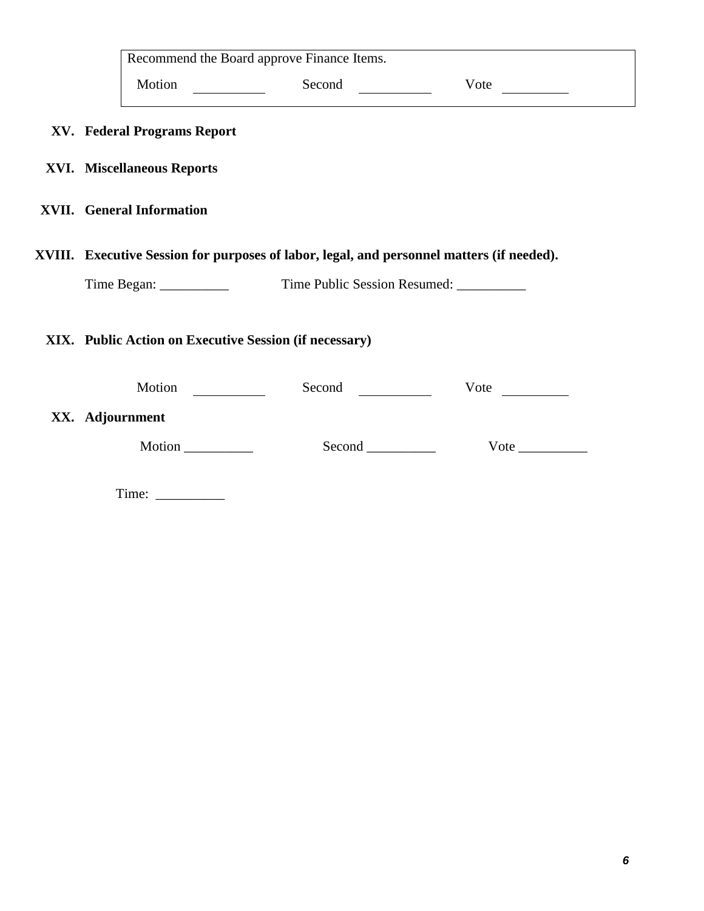Recommend the Board approve Finance Items.

Motion __________ Second __________ Vote __________

**XV. Federal Programs Report**

**XVI. Miscellaneous Reports**

**XVII. General Information**

**XVIII. Executive Session for purposes of labor, legal, and personnel matters (if needed).**

Time Began: __________ Time Public Session Resumed: __________

**XIX. Public Action on Executive Session (if necessary)**

Motion __________ Second __________ Vote __________

**XX. Adjournment**

Motion __________ Second __________ Vote __________

Time: __________